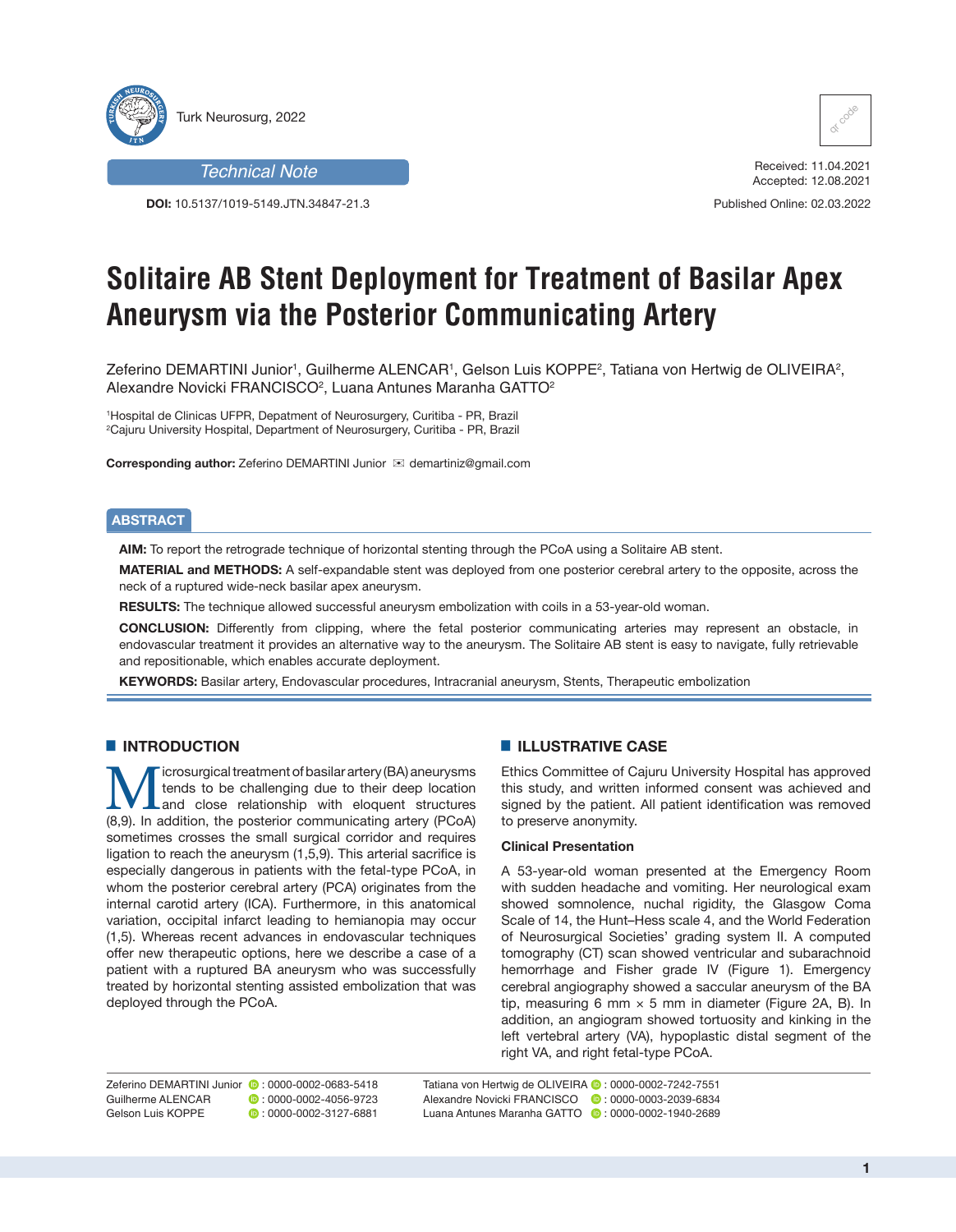Technical Note

**DOI:** 10.5137/1019-5149.JTN.34847-21.3

Received: 11.04.2021
Accepted: 12.08.2021

Published Online: 02.03.2022

# Solitaire AB Stent Deployment for Treatment of Basilar Apex Aneurysm via the Posterior Communicating Artery

Zeferino DEMARTINI Junior[1], Guilherme ALENCAR[1], Gelson Luis KOPPE[2], Tatiana von Hertwig de OLIVEIRA[2], Alexandre Novicki FRANCISCO[2], Luana Antunes Maranha GATTO[2]

[1]Hospital de Clinicas UFPR, Depatment of Neurosurgery, Curitiba - PR, Brazil
[2]Cajuru University Hospital, Department of Neurosurgery, Curitiba - PR, Brazil

**Corresponding author:** Zeferino DEMARTINI Junior ✉ demartiniz@gmail.com

## ABSTRACT

**AIM:** To report the retrograde technique of horizontal stenting through the PCoA using a Solitaire AB stent.

**MATERIAL and METHODS:** A self-expandable stent was deployed from one posterior cerebral artery to the opposite, across the neck of a ruptured wide-neck basilar apex aneurysm.

**RESULTS:** The technique allowed successful aneurysm embolization with coils in a 53-year-old woman.

**CONCLUSION:** Differently from clipping, where the fetal posterior communicating arteries may represent an obstacle, in endovascular treatment it provides an alternative way to the aneurysm. The Solitaire AB stent is easy to navigate, fully retrievable and repositionable, which enables accurate deployment.

**KEYWORDS:** Basilar artery, Endovascular procedures, Intracranial aneurysm, Stents, Therapeutic embolization

## INTRODUCTION

Microsurgical treatment of basilar artery (BA) aneurysms tends to be challenging due to their deep location and close relationship with eloquent structures (8,9). In addition, the posterior communicating artery (PCoA) sometimes crosses the small surgical corridor and requires ligation to reach the aneurysm (1,5,9). This arterial sacrifice is especially dangerous in patients with the fetal-type PCoA, in whom the posterior cerebral artery (PCA) originates from the internal carotid artery (ICA). Furthermore, in this anatomical variation, occipital infarct leading to hemianopia may occur (1,5). Whereas recent advances in endovascular techniques offer new therapeutic options, here we describe a case of a patient with a ruptured BA aneurysm who was successfully treated by horizontal stenting assisted embolization that was deployed through the PCoA.

## ILLUSTRATIVE CASE

Ethics Committee of Cajuru University Hospital has approved this study, and written informed consent was achieved and signed by the patient. All patient identification was removed to preserve anonymity.

### Clinical Presentation

A 53-year-old woman presented at the Emergency Room with sudden headache and vomiting. Her neurological exam showed somnolence, nuchal rigidity, the Glasgow Coma Scale of 14, the Hunt–Hess scale 4, and the World Federation of Neurosurgical Societies' grading system II. A computed tomography (CT) scan showed ventricular and subarachnoid hemorrhage and Fisher grade IV (Figure 1). Emergency cerebral angiography showed a saccular aneurysm of the BA tip, measuring 6 mm × 5 mm in diameter (Figure 2A, B). In addition, an angiogram showed tortuosity and kinking in the left vertebral artery (VA), hypoplastic distal segment of the right VA, and right fetal-type PCoA.

Zeferino DEMARTINI Junior : 0000-0002-0683-5418
Guilherme ALENCAR : 0000-0002-4056-9723
Gelson Luis KOPPE : 0000-0002-3127-6881
Tatiana von Hertwig de OLIVEIRA : 0000-0002-7242-7551
Alexandre Novicki FRANCISCO : 0000-0003-2039-6834
Luana Antunes Maranha GATTO : 0000-0002-1940-2689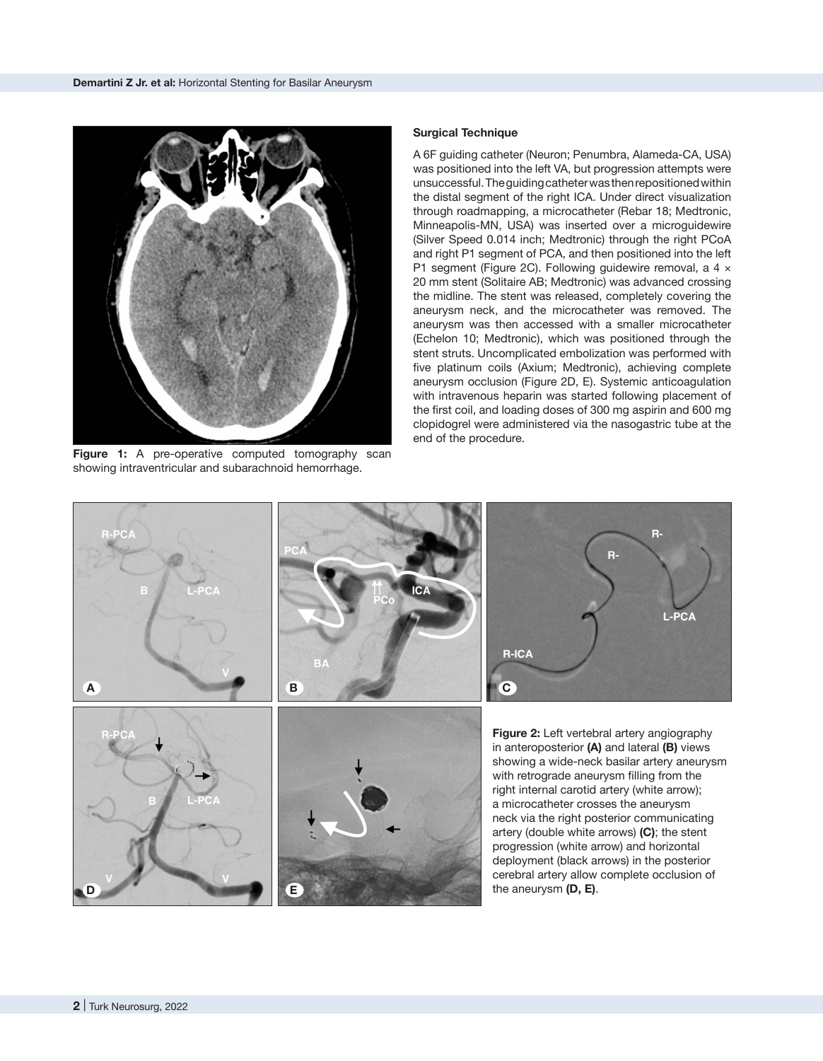Figure 1: A pre-operative computed tomography scan showing intraventricular and subarachnoid hemorrhage.

### Surgical Technique

A 6F guiding catheter (Neuron; Penumbra, Alameda-CA, USA) was positioned into the left VA, but progression attempts were unsuccessful. The guiding catheter was then repositioned within the distal segment of the right ICA. Under direct visualization through roadmapping, a microcatheter (Rebar 18; Medtronic, Minneapolis-MN, USA) was inserted over a microguidewire (Silver Speed 0.014 inch; Medtronic) through the right PCoA and right P1 segment of PCA, and then positioned into the left P1 segment (Figure 2C). Following guidewire removal, a 4 × 20 mm stent (Solitaire AB; Medtronic) was advanced crossing the midline. The stent was released, completely covering the aneurysm neck, and the microcatheter was removed. The aneurysm was then accessed with a smaller microcatheter (Echelon 10; Medtronic), which was positioned through the stent struts. Uncomplicated embolization was performed with five platinum coils (Axium; Medtronic), achieving complete aneurysm occlusion (Figure 2D, E). Systemic anticoagulation with intravenous heparin was started following placement of the first coil, and loading doses of 300 mg aspirin and 600 mg clopidogrel were administered via the nasogastric tube at the end of the procedure.

Figure 2: Left vertebral artery angiography in anteroposterior **(A)** and lateral **(B)** views showing a wide-neck basilar artery aneurysm with retrograde aneurysm filling from the right internal carotid artery (white arrow); a microcatheter crosses the aneurysm neck via the right posterior communicating artery (double white arrows) **(C)**; the stent progression (white arrow) and horizontal deployment (black arrows) in the posterior cerebral artery allow complete occlusion of the aneurysm **(D, E)**.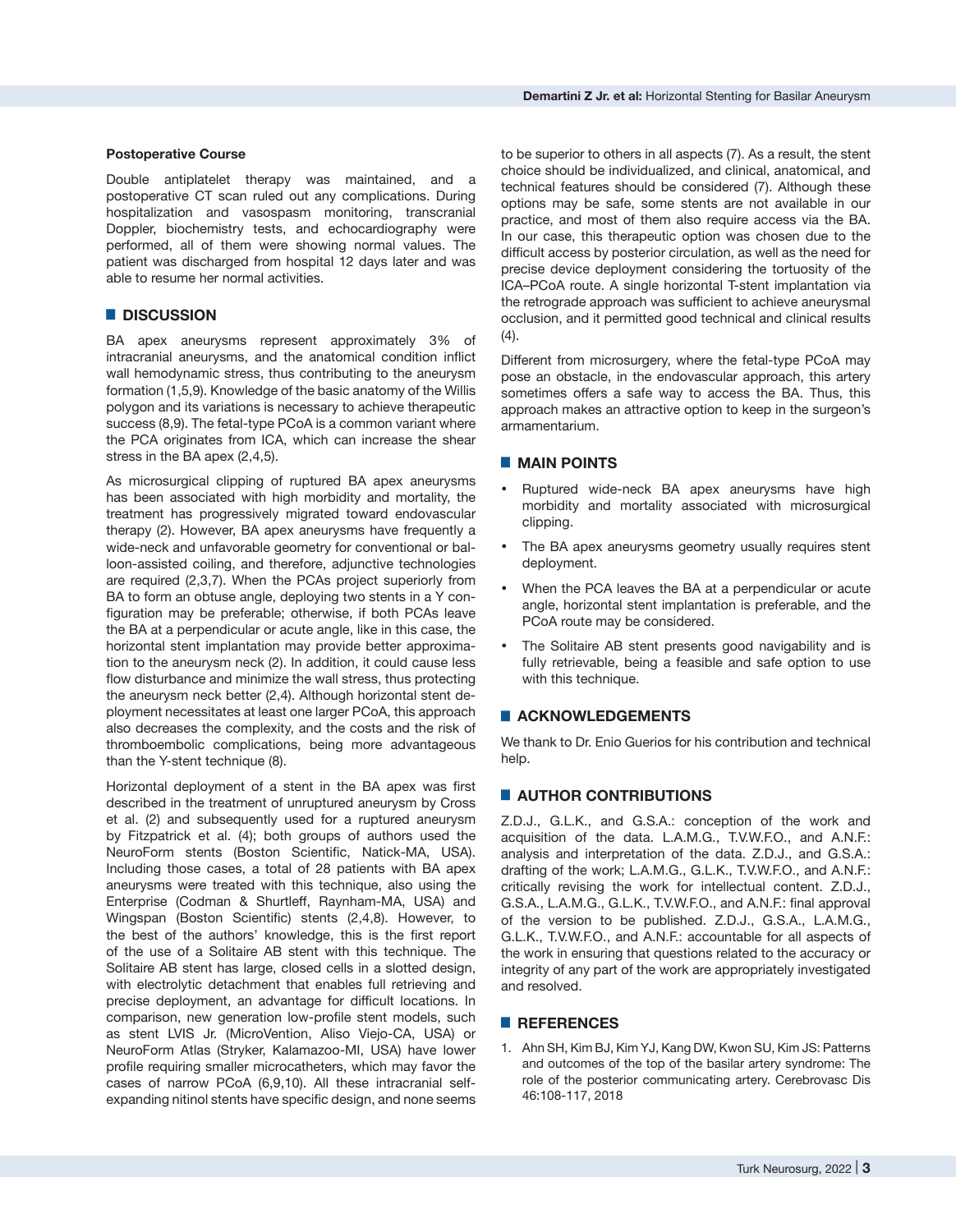### Postoperative Course

Double antiplatelet therapy was maintained, and a postoperative CT scan ruled out any complications. During hospitalization and vasospasm monitoring, transcranial Doppler, biochemistry tests, and echocardiography were performed, all of them were showing normal values. The patient was discharged from hospital 12 days later and was able to resume her normal activities.

## DISCUSSION

BA apex aneurysms represent approximately 3% of intracranial aneurysms, and the anatomical condition inflict wall hemodynamic stress, thus contributing to the aneurysm formation (1,5,9). Knowledge of the basic anatomy of the Willis polygon and its variations is necessary to achieve therapeutic success (8,9). The fetal-type PCoA is a common variant where the PCA originates from ICA, which can increase the shear stress in the BA apex (2,4,5).

As microsurgical clipping of ruptured BA apex aneurysms has been associated with high morbidity and mortality, the treatment has progressively migrated toward endovascular therapy (2). However, BA apex aneurysms have frequently a wide-neck and unfavorable geometry for conventional or balloon-assisted coiling, and therefore, adjunctive technologies are required (2,3,7). When the PCAs project superiorly from BA to form an obtuse angle, deploying two stents in a Y configuration may be preferable; otherwise, if both PCAs leave the BA at a perpendicular or acute angle, like in this case, the horizontal stent implantation may provide better approximation to the aneurysm neck (2). In addition, it could cause less flow disturbance and minimize the wall stress, thus protecting the aneurysm neck better (2,4). Although horizontal stent deployment necessitates at least one larger PCoA, this approach also decreases the complexity, and the costs and the risk of thromboembolic complications, being more advantageous than the Y-stent technique (8).

Horizontal deployment of a stent in the BA apex was first described in the treatment of unruptured aneurysm by Cross et al. (2) and subsequently used for a ruptured aneurysm by Fitzpatrick et al. (4); both groups of authors used the NeuroForm stents (Boston Scientific, Natick-MA, USA). Including those cases, a total of 28 patients with BA apex aneurysms were treated with this technique, also using the Enterprise (Codman & Shurtleff, Raynham-MA, USA) and Wingspan (Boston Scientific) stents (2,4,8). However, to the best of the authors' knowledge, this is the first report of the use of a Solitaire AB stent with this technique. The Solitaire AB stent has large, closed cells in a slotted design, with electrolytic detachment that enables full retrieving and precise deployment, an advantage for difficult locations. In comparison, new generation low-profile stent models, such as stent LVIS Jr. (MicroVention, Aliso Viejo-CA, USA) or NeuroForm Atlas (Stryker, Kalamazoo-MI, USA) have lower profile requiring smaller microcatheters, which may favor the cases of narrow PCoA (6,9,10). All these intracranial self-expanding nitinol stents have specific design, and none seems to be superior to others in all aspects (7). As a result, the stent choice should be individualized, and clinical, anatomical, and technical features should be considered (7). Although these options may be safe, some stents are not available in our practice, and most of them also require access via the BA. In our case, this therapeutic option was chosen due to the difficult access by posterior circulation, as well as the need for precise device deployment considering the tortuosity of the ICA–PCoA route. A single horizontal T-stent implantation via the retrograde approach was sufficient to achieve aneurysmal occlusion, and it permitted good technical and clinical results (4).

Different from microsurgery, where the fetal-type PCoA may pose an obstacle, in the endovascular approach, this artery sometimes offers a safe way to access the BA. Thus, this approach makes an attractive option to keep in the surgeon's armamentarium.

## MAIN POINTS

- Ruptured wide-neck BA apex aneurysms have high morbidity and mortality associated with microsurgical clipping.
- The BA apex aneurysms geometry usually requires stent deployment.
- When the PCA leaves the BA at a perpendicular or acute angle, horizontal stent implantation is preferable, and the PCoA route may be considered.
- The Solitaire AB stent presents good navigability and is fully retrievable, being a feasible and safe option to use with this technique.

## ACKNOWLEDGEMENTS

We thank to Dr. Enio Guerios for his contribution and technical help.

## AUTHOR CONTRIBUTIONS

Z.D.J., G.L.K., and G.S.A.: conception of the work and acquisition of the data. L.A.M.G., T.V.W.F.O., and A.N.F.: analysis and interpretation of the data. Z.D.J., and G.S.A.: drafting of the work; L.A.M.G., G.L.K., T.V.W.F.O., and A.N.F.: critically revising the work for intellectual content. Z.D.J., G.S.A., L.A.M.G., G.L.K., T.V.W.F.O., and A.N.F.: final approval of the version to be published. Z.D.J., G.S.A., L.A.M.G., G.L.K., T.V.W.F.O., and A.N.F.: accountable for all aspects of the work in ensuring that questions related to the accuracy or integrity of any part of the work are appropriately investigated and resolved.

## REFERENCES

1. Ahn SH, Kim BJ, Kim YJ, Kang DW, Kwon SU, Kim JS: Patterns and outcomes of the top of the basilar artery syndrome: The role of the posterior communicating artery. Cerebrovasc Dis 46:108-117, 2018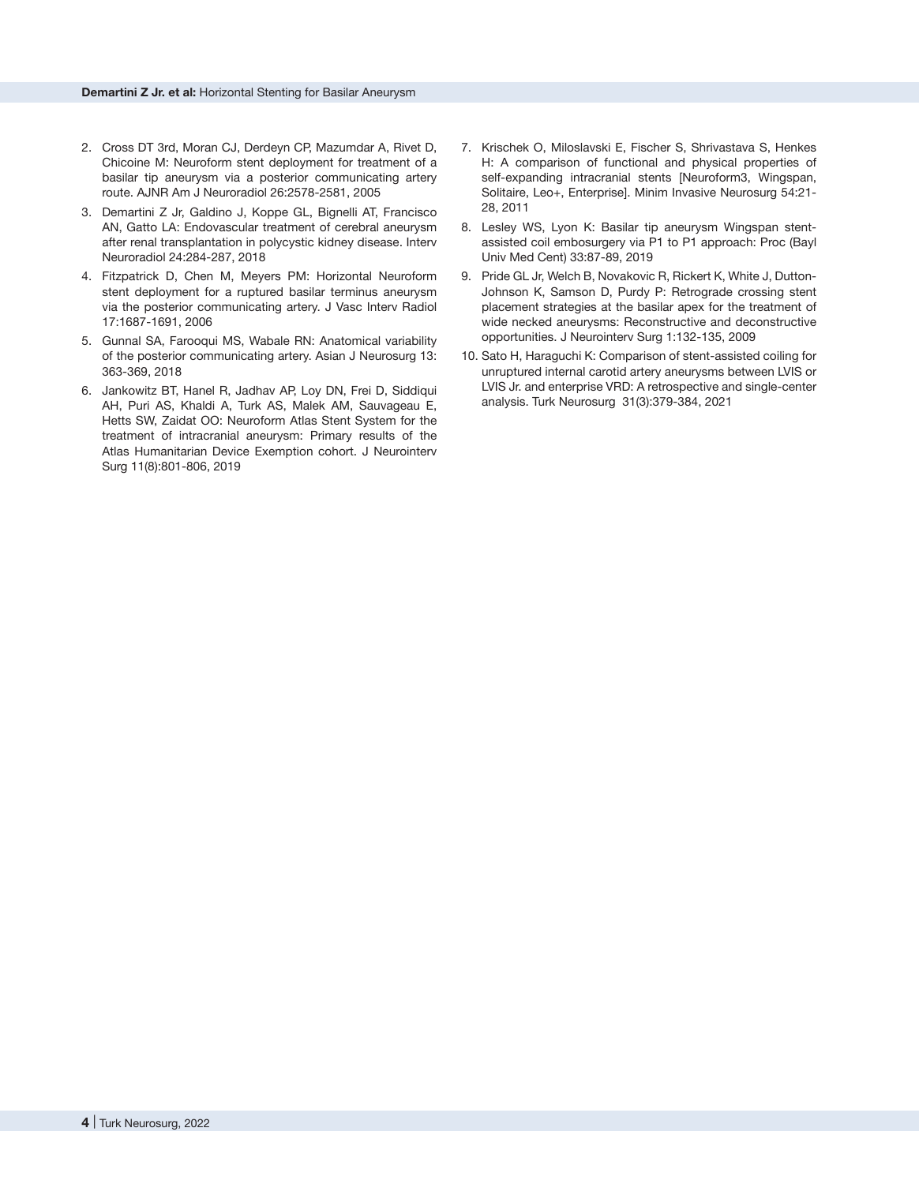2. Cross DT 3rd, Moran CJ, Derdeyn CP, Mazumdar A, Rivet D, Chicoine M: Neuroform stent deployment for treatment of a basilar tip aneurysm via a posterior communicating artery route. AJNR Am J Neuroradiol 26:2578-2581, 2005
3. Demartini Z Jr, Galdino J, Koppe GL, Bignelli AT, Francisco AN, Gatto LA: Endovascular treatment of cerebral aneurysm after renal transplantation in polycystic kidney disease. Interv Neuroradiol 24:284-287, 2018
4. Fitzpatrick D, Chen M, Meyers PM: Horizontal Neuroform stent deployment for a ruptured basilar terminus aneurysm via the posterior communicating artery. J Vasc Interv Radiol 17:1687-1691, 2006
5. Gunnal SA, Farooqui MS, Wabale RN: Anatomical variability of the posterior communicating artery. Asian J Neurosurg 13: 363-369, 2018
6. Jankowitz BT, Hanel R, Jadhav AP, Loy DN, Frei D, Siddiqui AH, Puri AS, Khaldi A, Turk AS, Malek AM, Sauvageau E, Hetts SW, Zaidat OO: Neuroform Atlas Stent System for the treatment of intracranial aneurysm: Primary results of the Atlas Humanitarian Device Exemption cohort. J Neurointerv Surg 11(8):801-806, 2019
7. Krischek O, Miloslavski E, Fischer S, Shrivastava S, Henkes H: A comparison of functional and physical properties of self-expanding intracranial stents [Neuroform3, Wingspan, Solitaire, Leo+, Enterprise]. Minim Invasive Neurosurg 54:21-28, 2011
8. Lesley WS, Lyon K: Basilar tip aneurysm Wingspan stent-assisted coil embosurgery via P1 to P1 approach: Proc (Bayl Univ Med Cent) 33:87-89, 2019
9. Pride GL Jr, Welch B, Novakovic R, Rickert K, White J, Dutton-Johnson K, Samson D, Purdy P: Retrograde crossing stent placement strategies at the basilar apex for the treatment of wide necked aneurysms: Reconstructive and deconstructive opportunities. J Neurointerv Surg 1:132-135, 2009
10. Sato H, Haraguchi K: Comparison of stent-assisted coiling for unruptured internal carotid artery aneurysms between LVIS or LVIS Jr. and enterprise VRD: A retrospective and single-center analysis. Turk Neurosurg 31(3):379-384, 2021